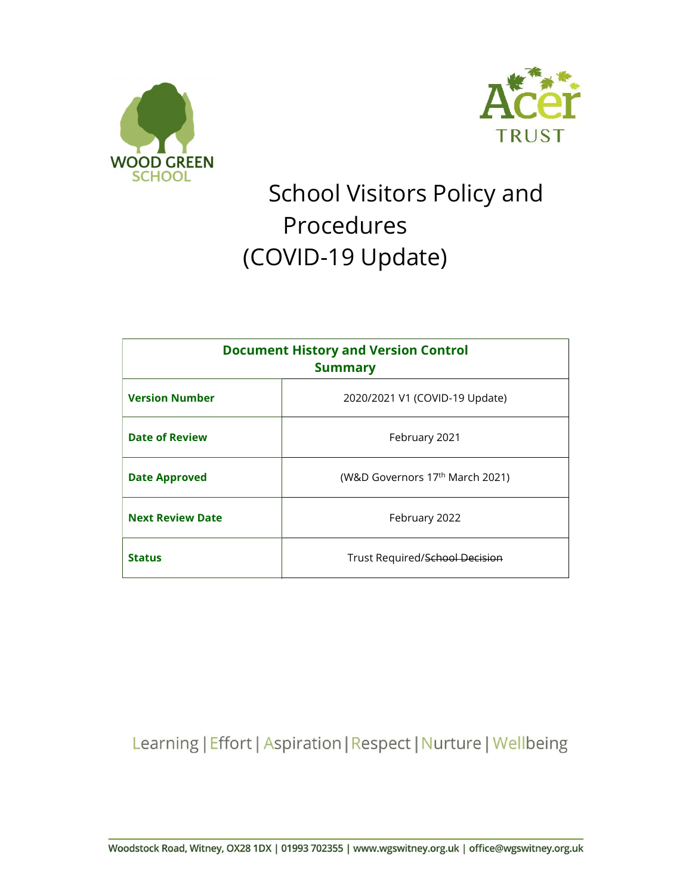WOOD GREEN SCHOOL

Acer TRUST

# School Visitors Policy and Procedures (COVID-19 Update)

| Document History and Version Control Summary | |
|---|---|
| **Version Number** | 2020/2021 V1 (COVID-19 Update) |
| **Date of Review** | February 2021 |
| **Date Approved** | (W&D Governors 17th March 2021) |
| **Next Review Date** | February 2022 |
| **Status** | Trust Required/~~School Decision~~ |

Learning | Effort | Aspiration | Respect | Nurture | Wellbeing

Woodstock Road, Witney, OX28 1DX | 01993 702355 | www.wgswitney.org.uk | office@wgswitney.org.uk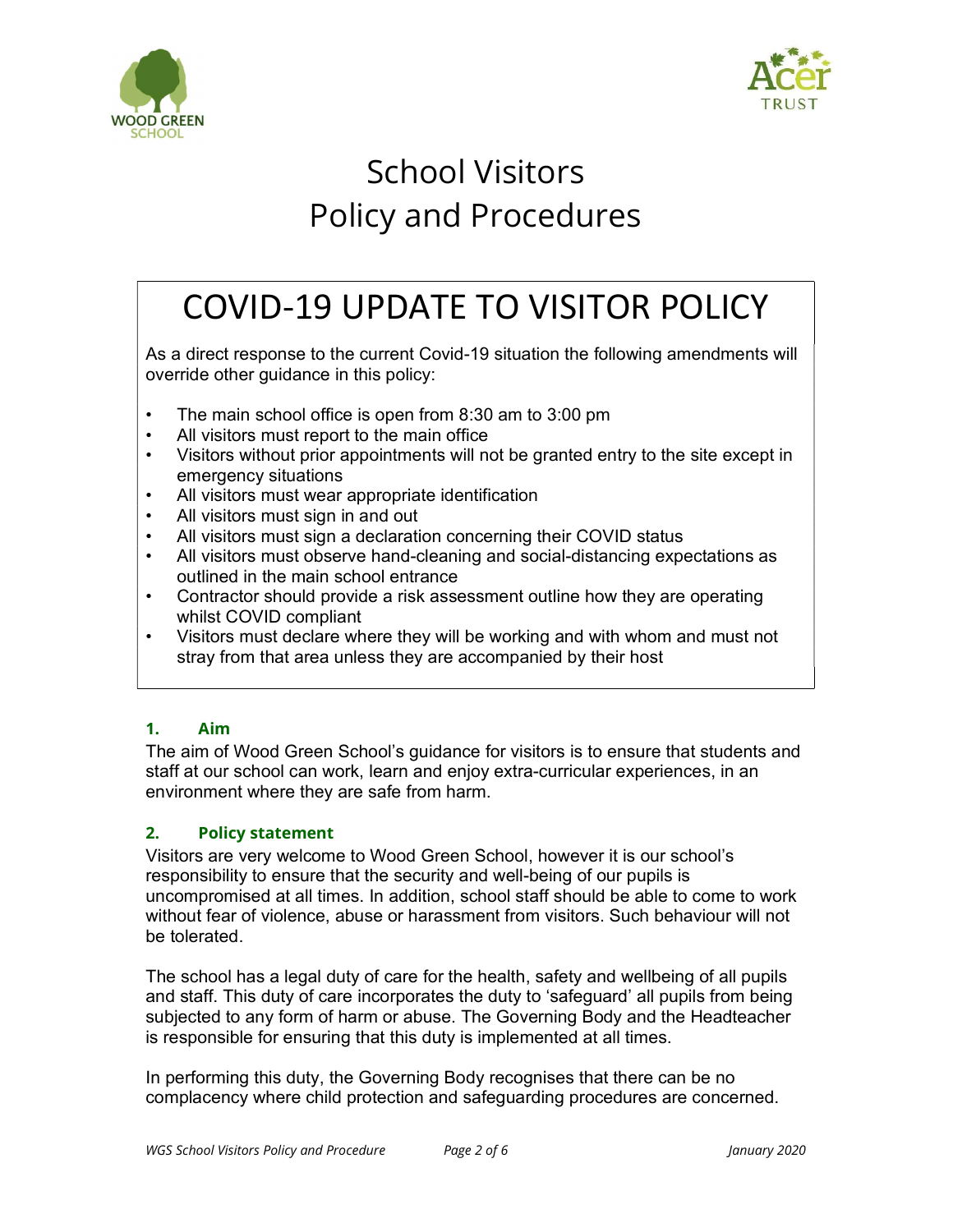# School Visitors
# Policy and Procedures

## COVID-19 UPDATE TO VISITOR POLICY

As a direct response to the current Covid-19 situation the following amendments will override other guidance in this policy:

- The main school office is open from 8:30 am to 3:00 pm
- All visitors must report to the main office
- Visitors without prior appointments will not be granted entry to the site except in emergency situations
- All visitors must wear appropriate identification
- All visitors must sign in and out
- All visitors must sign a declaration concerning their COVID status
- All visitors must observe hand-cleaning and social-distancing expectations as outlined in the main school entrance
- Contractor should provide a risk assessment outline how they are operating whilst COVID compliant
- Visitors must declare where they will be working and with whom and must not stray from that area unless they are accompanied by their host

### 1. Aim

The aim of Wood Green School's guidance for visitors is to ensure that students and staff at our school can work, learn and enjoy extra-curricular experiences, in an environment where they are safe from harm.

### 2. Policy statement

Visitors are very welcome to Wood Green School, however it is our school's responsibility to ensure that the security and well-being of our pupils is uncompromised at all times. In addition, school staff should be able to come to work without fear of violence, abuse or harassment from visitors. Such behaviour will not be tolerated.

The school has a legal duty of care for the health, safety and wellbeing of all pupils and staff. This duty of care incorporates the duty to 'safeguard' all pupils from being subjected to any form of harm or abuse. The Governing Body and the Headteacher is responsible for ensuring that this duty is implemented at all times.

In performing this duty, the Governing Body recognises that there can be no complacency where child protection and safeguarding procedures are concerned.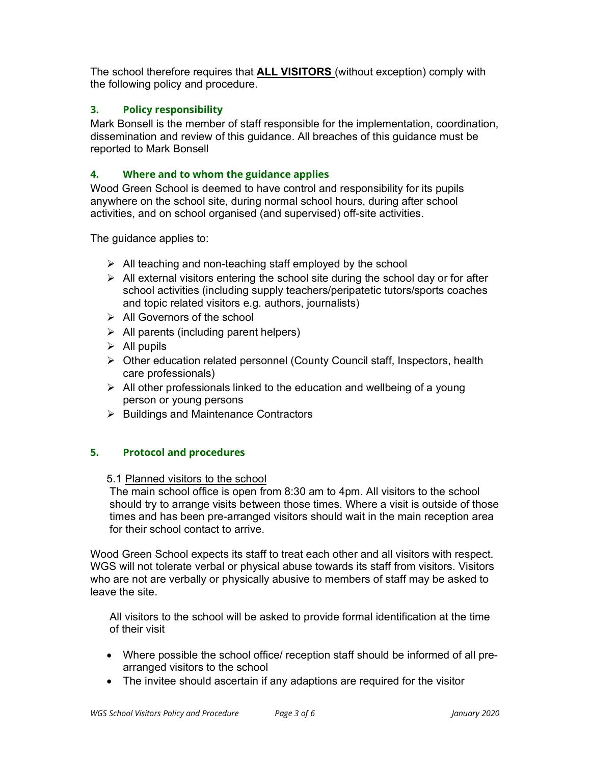The school therefore requires that **<u>ALL VISITORS</u>** (without exception) comply with the following policy and procedure.

### 3. Policy responsibility

Mark Bonsell is the member of staff responsible for the implementation, coordination, dissemination and review of this guidance. All breaches of this guidance must be reported to Mark Bonsell

### 4. Where and to whom the guidance applies

Wood Green School is deemed to have control and responsibility for its pupils anywhere on the school site, during normal school hours, during after school activities, and on school organised (and supervised) off-site activities.

The guidance applies to:

- All teaching and non-teaching staff employed by the school
- All external visitors entering the school site during the school day or for after school activities (including supply teachers/peripatetic tutors/sports coaches and topic related visitors e.g. authors, journalists)
- All Governors of the school
- All parents (including parent helpers)
- All pupils
- Other education related personnel (County Council staff, Inspectors, health care professionals)
- All other professionals linked to the education and wellbeing of a young person or young persons
- Buildings and Maintenance Contractors

### 5. Protocol and procedures

5.1 <u>Planned visitors to the school</u>

The main school office is open from 8:30 am to 4pm. All visitors to the school should try to arrange visits between those times. Where a visit is outside of those times and has been pre-arranged visitors should wait in the main reception area for their school contact to arrive.

Wood Green School expects its staff to treat each other and all visitors with respect. WGS will not tolerate verbal or physical abuse towards its staff from visitors. Visitors who are not are verbally or physically abusive to members of staff may be asked to leave the site.

All visitors to the school will be asked to provide formal identification at the time of their visit

- Where possible the school office/ reception staff should be informed of all pre-arranged visitors to the school
- The invitee should ascertain if any adaptions are required for the visitor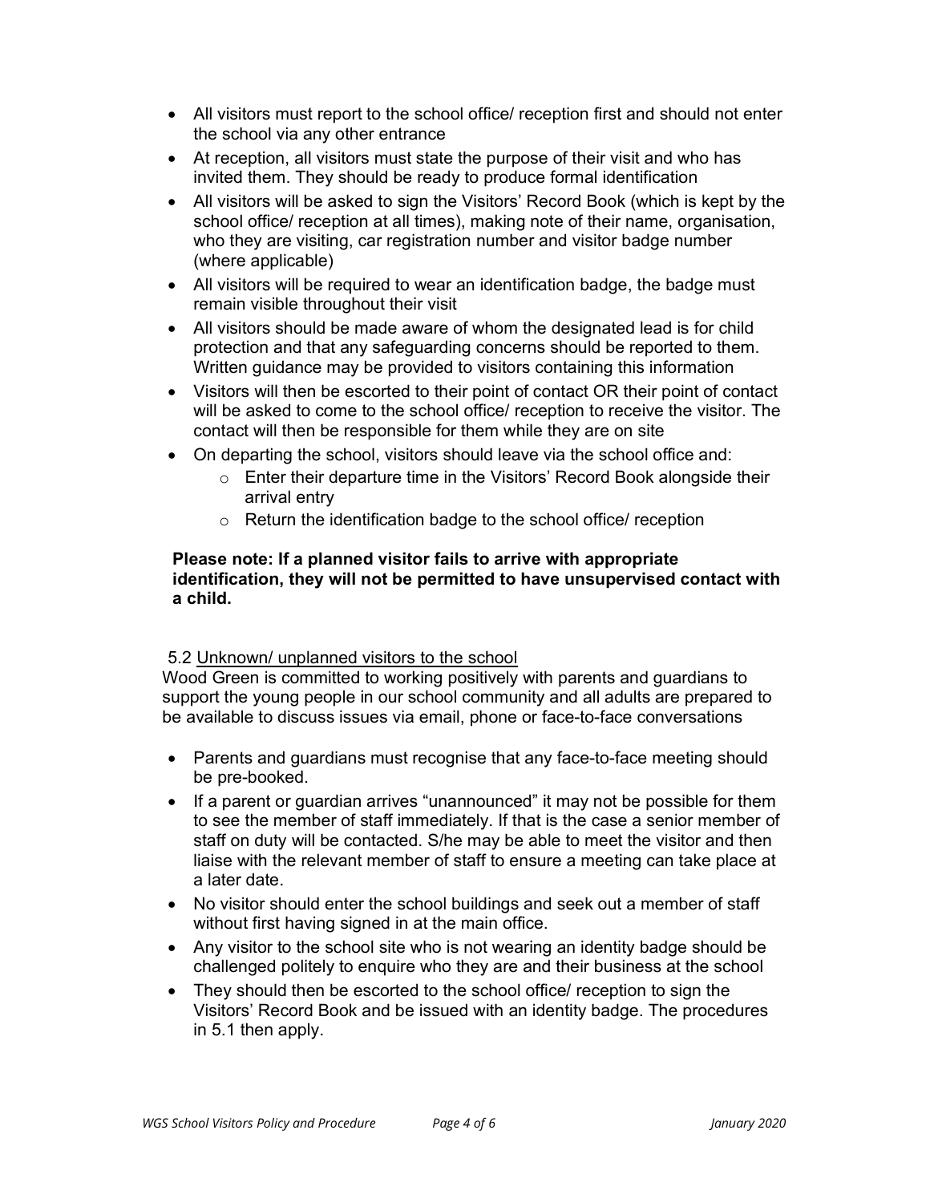- All visitors must report to the school office/ reception first and should not enter the school via any other entrance
- At reception, all visitors must state the purpose of their visit and who has invited them. They should be ready to produce formal identification
- All visitors will be asked to sign the Visitors' Record Book (which is kept by the school office/ reception at all times), making note of their name, organisation, who they are visiting, car registration number and visitor badge number (where applicable)
- All visitors will be required to wear an identification badge, the badge must remain visible throughout their visit
- All visitors should be made aware of whom the designated lead is for child protection and that any safeguarding concerns should be reported to them. Written guidance may be provided to visitors containing this information
- Visitors will then be escorted to their point of contact OR their point of contact will be asked to come to the school office/ reception to receive the visitor. The contact will then be responsible for them while they are on site
- On departing the school, visitors should leave via the school office and:
    - Enter their departure time in the Visitors' Record Book alongside their arrival entry
    - Return the identification badge to the school office/ reception

**Please note: If a planned visitor fails to arrive with appropriate identification, they will not be permitted to have unsupervised contact with a child.**

5.2 Unknown/ unplanned visitors to the school

Wood Green is committed to working positively with parents and guardians to support the young people in our school community and all adults are prepared to be available to discuss issues via email, phone or face-to-face conversations

- Parents and guardians must recognise that any face-to-face meeting should be pre-booked.
- If a parent or guardian arrives "unannounced" it may not be possible for them to see the member of staff immediately. If that is the case a senior member of staff on duty will be contacted. S/he may be able to meet the visitor and then liaise with the relevant member of staff to ensure a meeting can take place at a later date.
- No visitor should enter the school buildings and seek out a member of staff without first having signed in at the main office.
- Any visitor to the school site who is not wearing an identity badge should be challenged politely to enquire who they are and their business at the school
- They should then be escorted to the school office/ reception to sign the Visitors' Record Book and be issued with an identity badge. The procedures in 5.1 then apply.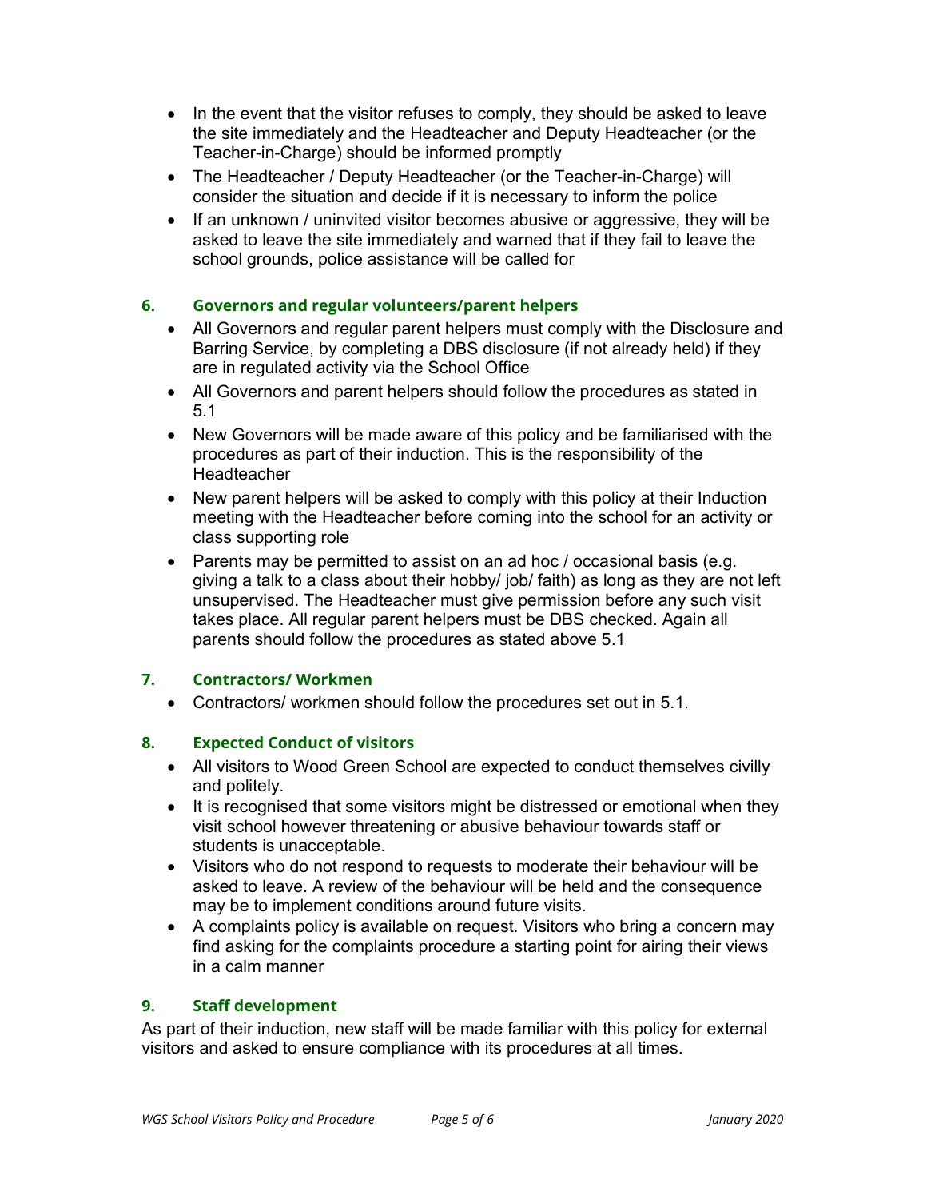- In the event that the visitor refuses to comply, they should be asked to leave the site immediately and the Headteacher and Deputy Headteacher (or the Teacher-in-Charge) should be informed promptly
- The Headteacher / Deputy Headteacher (or the Teacher-in-Charge) will consider the situation and decide if it is necessary to inform the police
- If an unknown / uninvited visitor becomes abusive or aggressive, they will be asked to leave the site immediately and warned that if they fail to leave the school grounds, police assistance will be called for

## 6. Governors and regular volunteers/parent helpers

- All Governors and regular parent helpers must comply with the Disclosure and Barring Service, by completing a DBS disclosure (if not already held) if they are in regulated activity via the School Office
- All Governors and parent helpers should follow the procedures as stated in 5.1
- New Governors will be made aware of this policy and be familiarised with the procedures as part of their induction. This is the responsibility of the Headteacher
- New parent helpers will be asked to comply with this policy at their Induction meeting with the Headteacher before coming into the school for an activity or class supporting role
- Parents may be permitted to assist on an ad hoc / occasional basis (e.g. giving a talk to a class about their hobby/ job/ faith) as long as they are not left unsupervised. The Headteacher must give permission before any such visit takes place. All regular parent helpers must be DBS checked. Again all parents should follow the procedures as stated above 5.1

## 7. Contractors/ Workmen

- Contractors/ workmen should follow the procedures set out in 5.1.

## 8. Expected Conduct of visitors

- All visitors to Wood Green School are expected to conduct themselves civilly and politely.
- It is recognised that some visitors might be distressed or emotional when they visit school however threatening or abusive behaviour towards staff or students is unacceptable.
- Visitors who do not respond to requests to moderate their behaviour will be asked to leave. A review of the behaviour will be held and the consequence may be to implement conditions around future visits.
- A complaints policy is available on request. Visitors who bring a concern may find asking for the complaints procedure a starting point for airing their views in a calm manner

## 9. Staff development

As part of their induction, new staff will be made familiar with this policy for external visitors and asked to ensure compliance with its procedures at all times.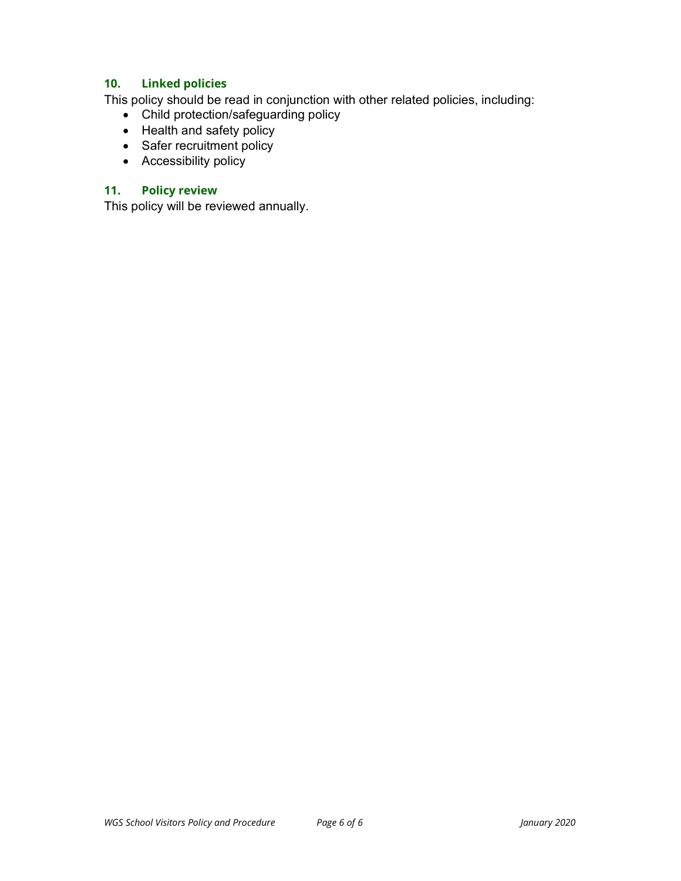## 10. Linked policies

This policy should be read in conjunction with other related policies, including:

- Child protection/safeguarding policy
- Health and safety policy
- Safer recruitment policy
- Accessibility policy

## 11. Policy review

This policy will be reviewed annually.